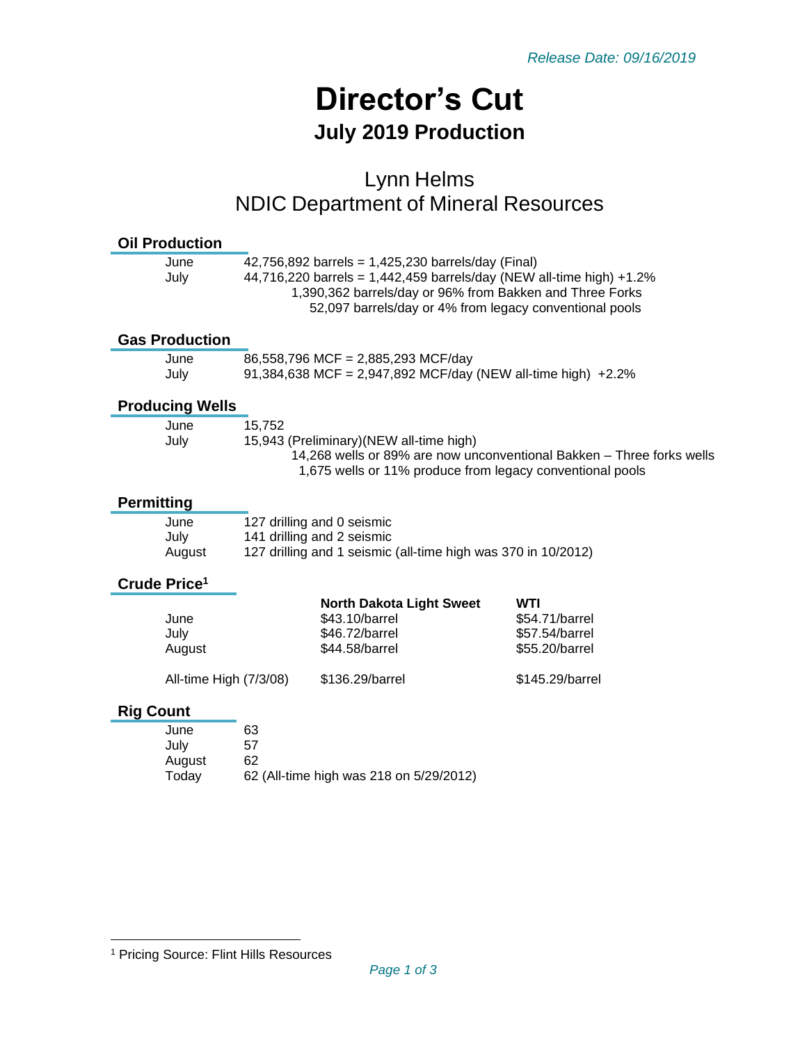*Release Date: 09/16/2019*

# Director's Cut

## July 2019 Production

Lynn Helms
NDIC Department of Mineral Resources

### Oil Production

| | |
|---|---|
| June | 42,756,892 barrels = 1,425,230 barrels/day (Final) |
| July | 44,716,220 barrels = 1,442,459 barrels/day (NEW all-time high) +1.2% |
| | 1,390,362 barrels/day or 96% from Bakken and Three Forks |
| | 52,097 barrels/day or 4% from legacy conventional pools |

### Gas Production

| | |
|---|---|
| June | 86,558,796 MCF = 2,885,293 MCF/day |
| July | 91,384,638 MCF = 2,947,892 MCF/day (NEW all-time high) +2.2% |

### Producing Wells

| | |
|---|---|
| June | 15,752 |
| July | 15,943 (Preliminary)(NEW all-time high) |
| | 14,268 wells or 89% are now unconventional Bakken – Three forks wells |
| | 1,675 wells or 11% produce from legacy conventional pools |

### Permitting

| | |
|---|---|
| June | 127 drilling and 0 seismic |
| July | 141 drilling and 2 seismic |
| August | 127 drilling and 1 seismic (all-time high was 370 in 10/2012) |

### Crude Price[1]

| | North Dakota Light Sweet | WTI |
|---|---|---|
| June | $43.10/barrel | $54.71/barrel |
| July | $46.72/barrel | $57.54/barrel |
| August | $44.58/barrel | $55.20/barrel |
| All-time High (7/3/08) | $136.29/barrel | $145.29/barrel |

### Rig Count

| | |
|---|---|
| June | 63 |
| July | 57 |
| August | 62 |
| Today | 62 (All-time high was 218 on 5/29/2012) |

[1] Pricing Source: Flint Hills Resources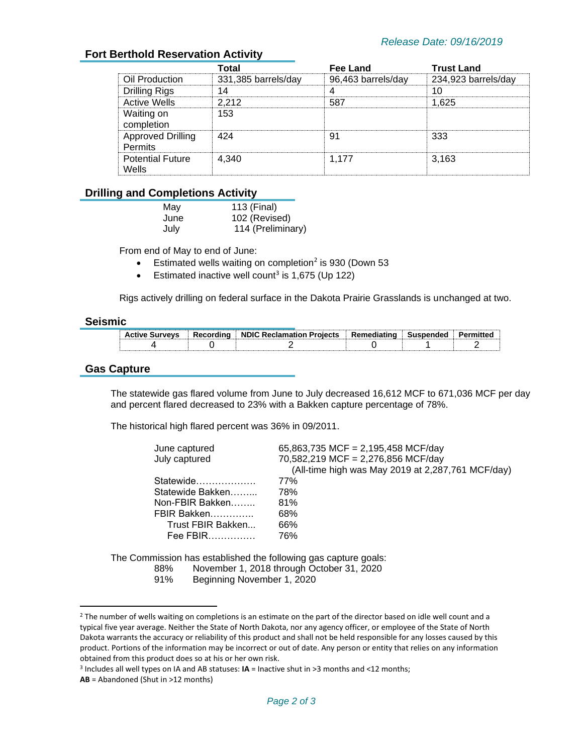*Release Date: 09/16/2019*

## Fort Berthold Reservation Activity

| | Total | Fee Land | Trust Land |
|---|---|---|---|
| Oil Production | 331,385 barrels/day | 96,463 barrels/day | 234,923 barrels/day |
| Drilling Rigs | 14 | 4 | 10 |
| Active Wells | 2,212 | 587 | 1,625 |
| Waiting on completion | 153 | | |
| Approved Drilling Permits | 424 | 91 | 333 |
| Potential Future Wells | 4,340 | 1,177 | 3,163 |

## Drilling and Completions Activity

| | |
|---|---|
| May | 113 (Final) |
| June | 102 (Revised) |
| July | 114 (Preliminary) |

From end of May to end of June:

- Estimated wells waiting on completion[2] is 930 (Down 53
- Estimated inactive well count[3] is 1,675 (Up 122)

Rigs actively drilling on federal surface in the Dakota Prairie Grasslands is unchanged at two.

## Seismic

| Active Surveys | Recording | NDIC Reclamation Projects | Remediating | Suspended | Permitted |
|---|---|---|---|---|---|
| 4 | 0 | 2 | 0 | 1 | 2 |

## Gas Capture

The statewide gas flared volume from June to July decreased 16,612 MCF to 671,036 MCF per day and percent flared decreased to 23% with a Bakken capture percentage of 78%.

The historical high flared percent was 36% in 09/2011.

| | |
|---|---|
| June captured | 65,863,735 MCF = 2,195,458 MCF/day |
| July captured | 70,582,219 MCF = 2,276,856 MCF/day |
| | (All-time high was May 2019 at 2,287,761 MCF/day) |
| Statewide………………. | 77% |
| Statewide Bakken……... | 78% |
| Non-FBIR Bakken…….. | 81% |
| FBIR Bakken………….. | 68% |
| Trust FBIR Bakken... | 66% |
| Fee FBIR…………… | 76% |

The Commission has established the following gas capture goals:

88% November 1, 2018 through October 31, 2020
91% Beginning November 1, 2020

---

[2] The number of wells waiting on completions is an estimate on the part of the director based on idle well count and a typical five year average. Neither the State of North Dakota, nor any agency officer, or employee of the State of North Dakota warrants the accuracy or reliability of this product and shall not be held responsible for any losses caused by this product. Portions of the information may be incorrect or out of date. Any person or entity that relies on any information obtained from this product does so at his or her own risk.

[3] Includes all well types on IA and AB statuses: **IA** = Inactive shut in >3 months and <12 months;
**AB** = Abandoned (Shut in >12 months)